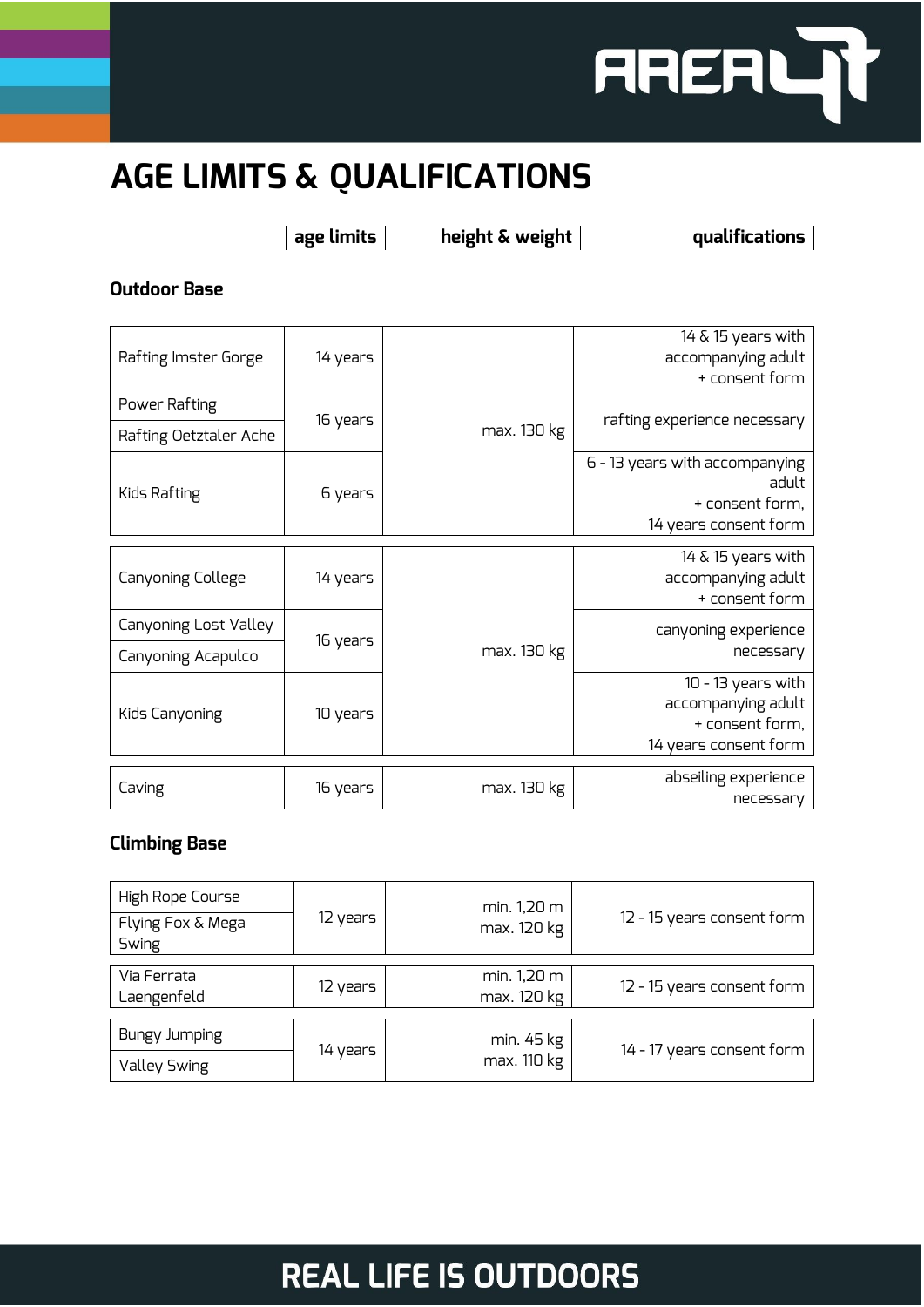# AGE LIMITS & QUALIFICATIONS

## Outdoor Base

| | age limits | height & weight | qualifications |
|---|---|---|---|
| Rafting Imster Gorge | 14 years | max. 130 kg | 14 & 15 years with accompanying adult + consent form |
| Power Rafting | 16 years | max. 130 kg | rafting experience necessary |
| Rafting Oetztaler Ache | 16 years | max. 130 kg | rafting experience necessary |
| Kids Rafting | 6 years | max. 130 kg | 6 - 13 years with accompanying adult + consent form, 14 years consent form |
| Canyoning College | 14 years | max. 130 kg | 14 & 15 years with accompanying adult + consent form |
| Canyoning Lost Valley | 16 years | max. 130 kg | canyoning experience necessary |
| Canyoning Acapulco | 16 years | max. 130 kg | canyoning experience necessary |
| Kids Canyoning | 10 years | max. 130 kg | 10 - 13 years with accompanying adult + consent form, 14 years consent form |
| Caving | 16 years | max. 130 kg | abseiling experience necessary |

## Climbing Base

| | age limits | height & weight | qualifications |
|---|---|---|---|
| High Rope Course | 12 years | min. 1,20 m max. 120 kg | 12 - 15 years consent form |
| Flying Fox & Mega Swing | 12 years | min. 1,20 m max. 120 kg | 12 - 15 years consent form |
| Via Ferrata Laengenfeld | 12 years | min. 1,20 m max. 120 kg | 12 - 15 years consent form |
| Bungy Jumping | 14 years | min. 45 kg max. 110 kg | 14 - 17 years consent form |
| Valley Swing | 14 years | min. 45 kg max. 110 kg | 14 - 17 years consent form |

REAL LIFE IS OUTDOORS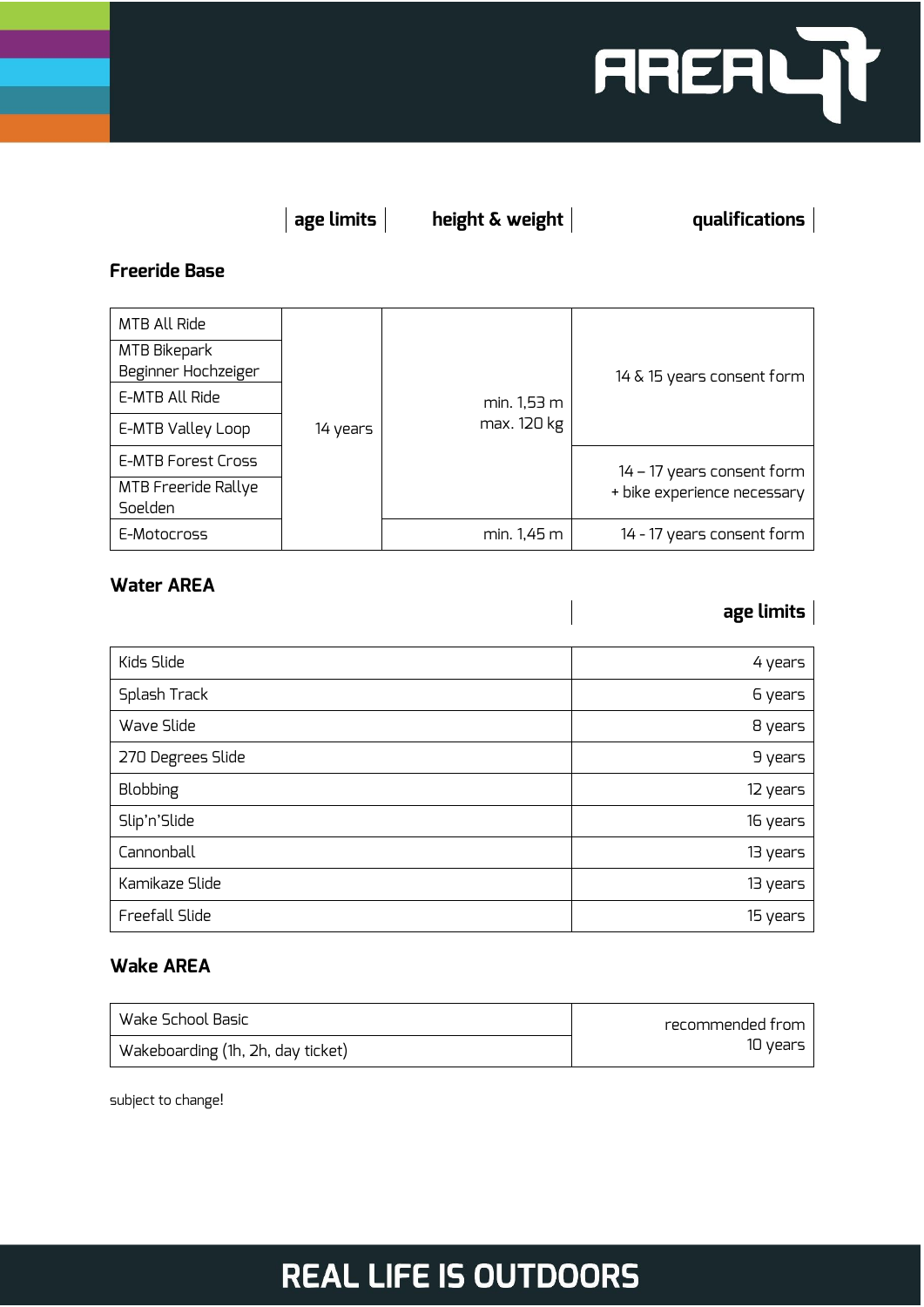## Freeride Base

| | age limits | height & weight | qualifications |
|---|---|---|---|
| MTB All Ride | 14 years | min. 1,53 m max. 120 kg | 14 & 15 years consent form |
| MTB Bikepark Beginner Hochzeiger | | | |
| E-MTB All Ride | | | |
| E-MTB Valley Loop | | | |
| E-MTB Forest Cross | | | 14 – 17 years consent form + bike experience necessary |
| MTB Freeride Rallye Soelden | | | |
| E-Motocross | | min. 1,45 m | 14 - 17 years consent form |

## Water AREA

| | age limits |
|---|---|
| Kids Slide | 4 years |
| Splash Track | 6 years |
| Wave Slide | 8 years |
| 270 Degrees Slide | 9 years |
| Blobbing | 12 years |
| Slip'n'Slide | 16 years |
| Cannonball | 13 years |
| Kamikaze Slide | 13 years |
| Freefall Slide | 15 years |

## Wake AREA

| | |
|---|---|
| Wake School Basic | recommended from 10 years |
| Wakeboarding (1h, 2h, day ticket) | |

subject to change!

# REAL LIFE IS OUTDOORS